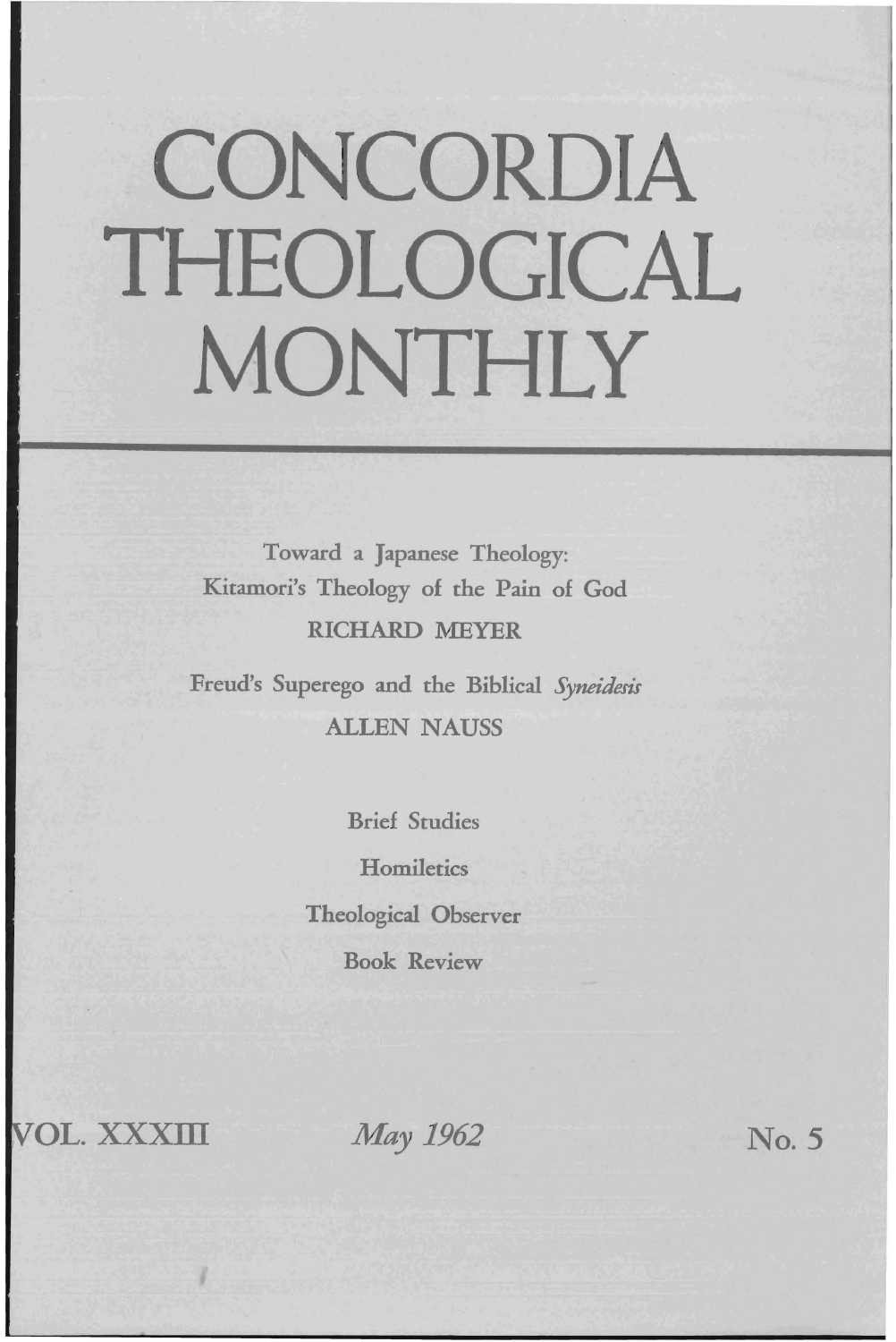# CONCORDIA THEOLOGICAL MONTHLY

Toward a Japanese Theology:
Kitamori's Theology of the Pain of God

RICHARD MEYER

Freud's Superego and the Biblical *Syneidesis*

ALLEN NAUSS

Brief Studies

Homiletics

Theological Observer

Book Review

VOL. XXXIII — *May 1962* — No. 5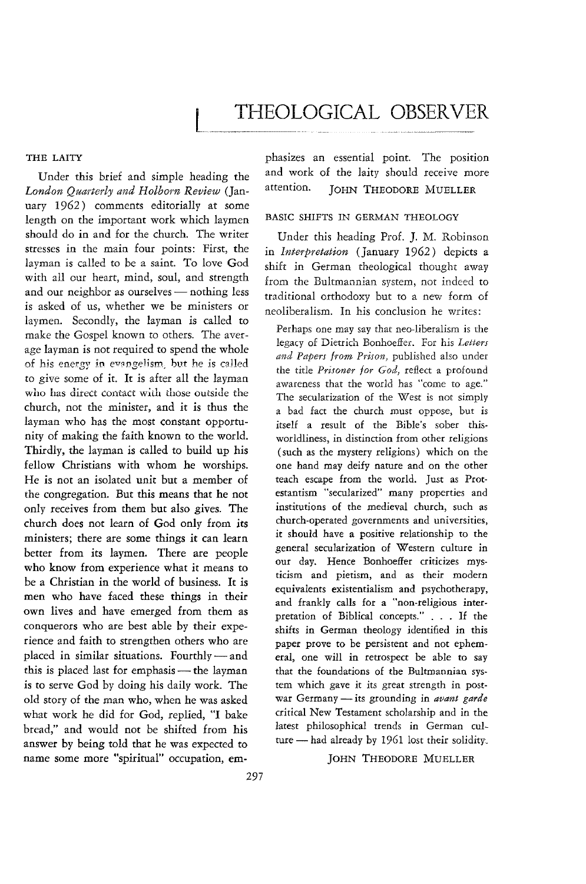# THEOLOGICAL OBSERVER

## THE LAITY

Under this brief and simple heading the *London Quarterly and Holborn Review* (January 1962) comments editorially at some length on the important work which laymen should do in and for the church. The writer stresses in the main four points: First, the layman is called to be a saint. To love God with all our heart, mind, soul, and strength and our neighbor as ourselves — nothing less is asked of us, whether we be ministers or laymen. Secondly, the layman is called to make the Gospel known to others. The average layman is not required to spend the whole of his energy in evangelism, but he is called to give some of it. It is after all the layman who has direct contact with those outside the church, not the minister, and it is thus the layman who has the most constant opportunity of making the faith known to the world. Thirdly, the layman is called to build up his fellow Christians with whom he worships. He is not an isolated unit but a member of the congregation. But this means that he not only receives from them but also gives. The church does not learn of God only from its ministers; there are some things it can learn better from its laymen. There are people who know from experience what it means to be a Christian in the world of business. It is men who have faced these things in their own lives and have emerged from them as conquerors who are best able by their experience and faith to strengthen others who are placed in similar situations. Fourthly — and this is placed last for emphasis — the layman is to serve God by doing his daily work. The old story of the man who, when he was asked what work he did for God, replied, "I bake bread," and would not be shifted from his answer by being told that he was expected to name some more "spiritual" occupation, emphasizes an essential point. The position and work of the laity should receive more attention.

JOHN THEODORE MUELLER

## BASIC SHIFTS IN GERMAN THEOLOGY

Under this heading Prof. J. M. Robinson in *Interpretation* (January 1962) depicts a shift in German theological thought away from the Bultmannian system, not indeed to traditional orthodoxy but to a new form of neoliberalism. In his conclusion he writes:

> Perhaps one may say that neo-liberalism is the legacy of Dietrich Bonhoeffer. For his *Letters and Papers from Prison*, published also under the title *Prisoner for God*, reflect a profound awareness that the world has "come to age." The secularization of the West is not simply a bad fact the church must oppose, but is itself a result of the Bible's sober this-worldliness, in distinction from other religions (such as the mystery religions) which on the one hand may deify nature and on the other teach escape from the world. Just as Protestantism "secularized" many properties and institutions of the medieval church, such as church-operated governments and universities, it should have a positive relationship to the general secularization of Western culture in our day. Hence Bonhoeffer criticizes mysticism and pietism, and as their modern equivalents existentialism and psychotherapy, and frankly calls for a "non-religious interpretation of Biblical concepts." . . . If the shifts in German theology identified in this paper prove to be persistent and not ephemeral, one will in retrospect be able to say that the foundations of the Bultmannian system which gave it its great strength in postwar Germany — its grounding in *avant garde* critical New Testament scholarship and in the latest philosophical trends in German culture — had already by 1961 lost their solidity.

JOHN THEODORE MUELLER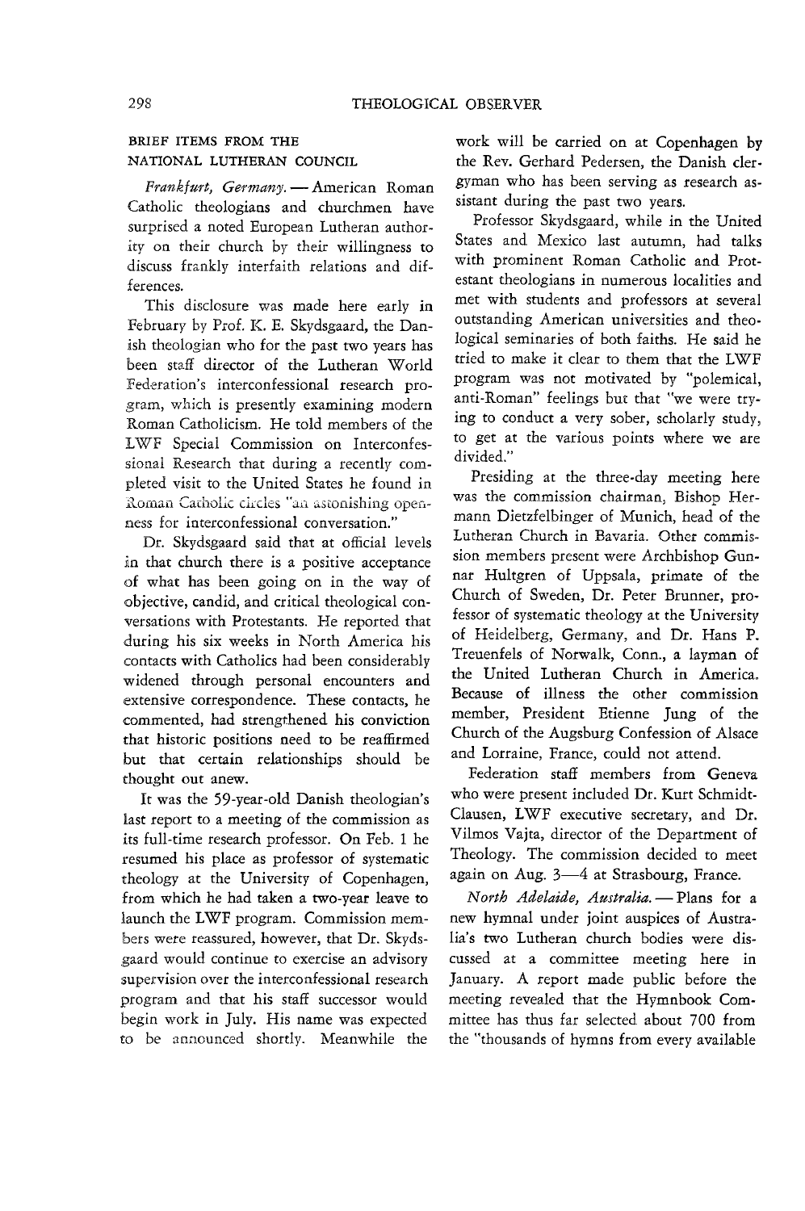## BRIEF ITEMS FROM THE NATIONAL LUTHERAN COUNCIL

*Frankfurt, Germany.* — American Roman Catholic theologians and churchmen have surprised a noted European Lutheran authority on their church by their willingness to discuss frankly interfaith relations and differences.

This disclosure was made here early in February by Prof. K. E. Skydsgaard, the Danish theologian who for the past two years has been staff director of the Lutheran World Federation's interconfessional research program, which is presently examining modern Roman Catholicism. He told members of the LWF Special Commission on Interconfessional Research that during a recently completed visit to the United States he found in Roman Catholic circles "an astonishing openness for interconfessional conversation."

Dr. Skydsgaard said that at official levels in that church there is a positive acceptance of what has been going on in the way of objective, candid, and critical theological conversations with Protestants. He reported that during his six weeks in North America his contacts with Catholics had been considerably widened through personal encounters and extensive correspondence. These contacts, he commented, had strengthened his conviction that historic positions need to be reaffirmed but that certain relationships should be thought out anew.

It was the 59-year-old Danish theologian's last report to a meeting of the commission as its full-time research professor. On Feb. 1 he resumed his place as professor of systematic theology at the University of Copenhagen, from which he had taken a two-year leave to launch the LWF program. Commission members were reassured, however, that Dr. Skydsgaard would continue to exercise an advisory supervision over the interconfessional research program and that his staff successor would begin work in July. His name was expected to be announced shortly. Meanwhile the work will be carried on at Copenhagen by the Rev. Gerhard Pedersen, the Danish clergyman who has been serving as research assistant during the past two years.

Professor Skydsgaard, while in the United States and Mexico last autumn, had talks with prominent Roman Catholic and Protestant theologians in numerous localities and met with students and professors at several outstanding American universities and theological seminaries of both faiths. He said he tried to make it clear to them that the LWF program was not motivated by "polemical, anti-Roman" feelings but that "we were trying to conduct a very sober, scholarly study, to get at the various points where we are divided."

Presiding at the three-day meeting here was the commission chairman, Bishop Hermann Dietzfelbinger of Munich, head of the Lutheran Church in Bavaria. Other commission members present were Archbishop Gunnar Hultgren of Uppsala, primate of the Church of Sweden, Dr. Peter Brunner, professor of systematic theology at the University of Heidelberg, Germany, and Dr. Hans P. Treuenfels of Norwalk, Conn., a layman of the United Lutheran Church in America. Because of illness the other commission member, President Etienne Jung of the Church of the Augsburg Confession of Alsace and Lorraine, France, could not attend.

Federation staff members from Geneva who were present included Dr. Kurt Schmidt-Clausen, LWF executive secretary, and Dr. Vilmos Vajta, director of the Department of Theology. The commission decided to meet again on Aug. 3—4 at Strasbourg, France.

*North Adelaide, Australia.* — Plans for a new hymnal under joint auspices of Australia's two Lutheran church bodies were discussed at a committee meeting here in January. A report made public before the meeting revealed that the Hymnbook Committee has thus far selected about 700 from the "thousands of hymns from every available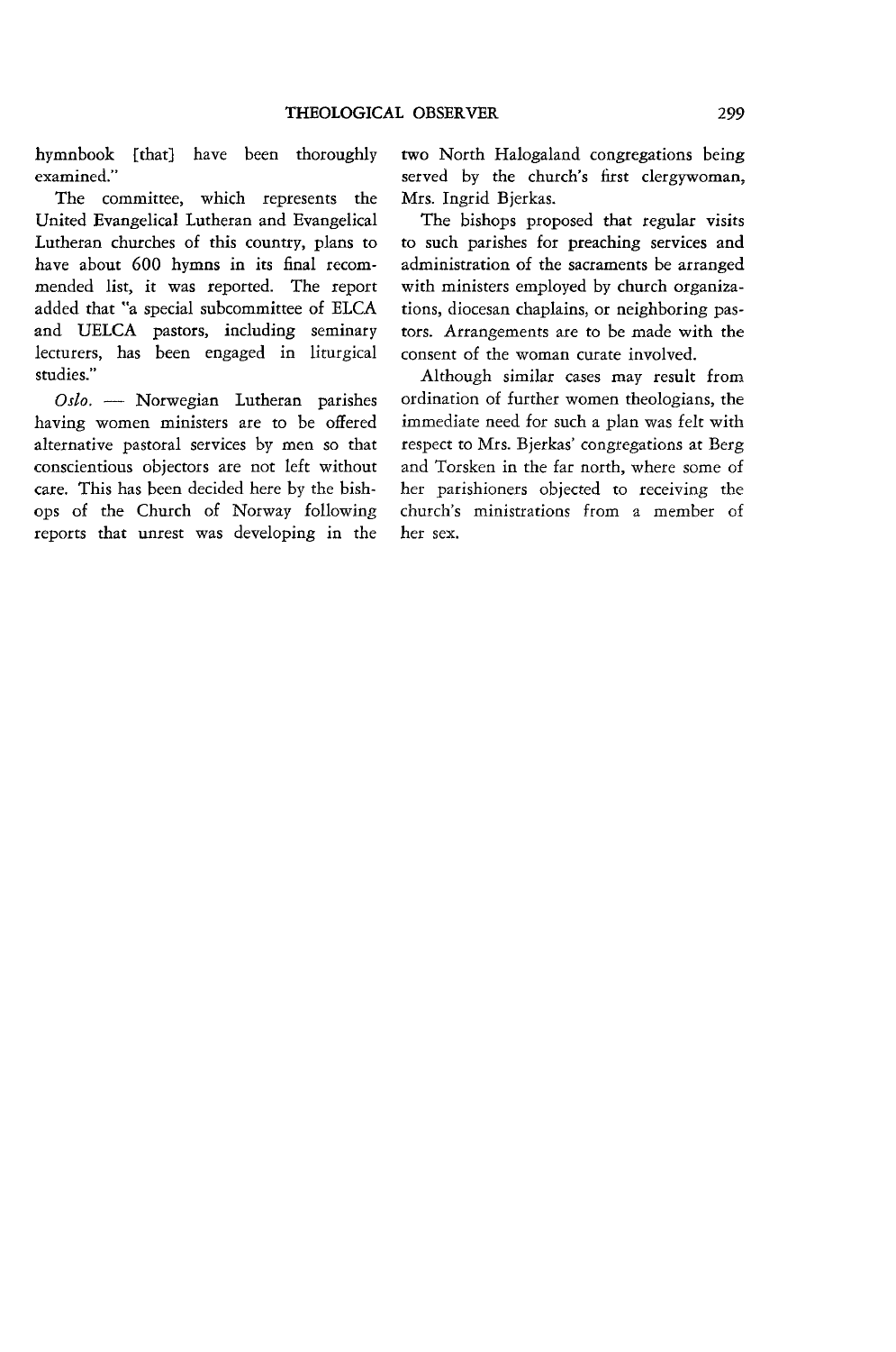hymnbook [that] have been thoroughly examined."

The committee, which represents the United Evangelical Lutheran and Evangelical Lutheran churches of this country, plans to have about 600 hymns in its final recommended list, it was reported. The report added that "a special subcommittee of ELCA and UELCA pastors, including seminary lecturers, has been engaged in liturgical studies."

*Oslo.* — Norwegian Lutheran parishes having women ministers are to be offered alternative pastoral services by men so that conscientious objectors are not left without care. This has been decided here by the bishops of the Church of Norway following reports that unrest was developing in the two North Halogaland congregations being served by the church's first clergywoman, Mrs. Ingrid Bjerkas.

The bishops proposed that regular visits to such parishes for preaching services and administration of the sacraments be arranged with ministers employed by church organizations, diocesan chaplains, or neighboring pastors. Arrangements are to be made with the consent of the woman curate involved.

Although similar cases may result from ordination of further women theologians, the immediate need for such a plan was felt with respect to Mrs. Bjerkas' congregations at Berg and Torsken in the far north, where some of her parishioners objected to receiving the church's ministrations from a member of her sex.